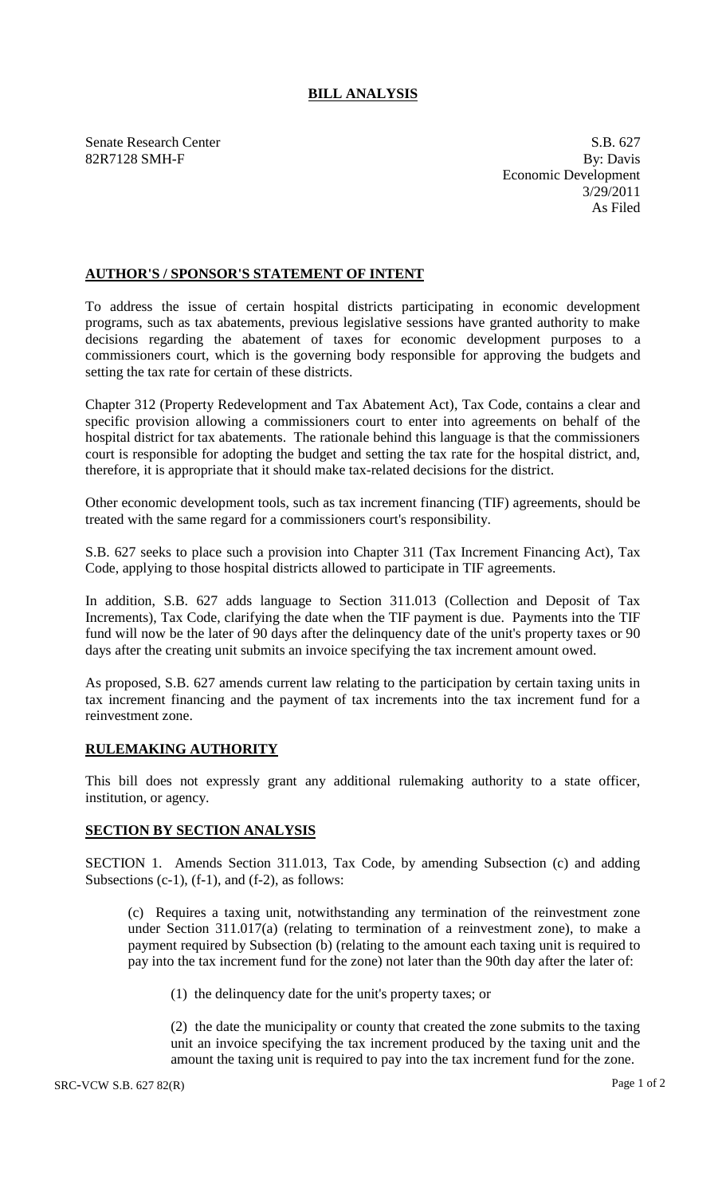# BILL ANALYSIS

Senate Research Center
82R7128 SMH-F

S.B. 627
By: Davis
Economic Development
3/29/2011
As Filed

## AUTHOR'S / SPONSOR'S STATEMENT OF INTENT

To address the issue of certain hospital districts participating in economic development programs, such as tax abatements, previous legislative sessions have granted authority to make decisions regarding the abatement of taxes for economic development purposes to a commissioners court, which is the governing body responsible for approving the budgets and setting the tax rate for certain of these districts.

Chapter 312 (Property Redevelopment and Tax Abatement Act), Tax Code, contains a clear and specific provision allowing a commissioners court to enter into agreements on behalf of the hospital district for tax abatements. The rationale behind this language is that the commissioners court is responsible for adopting the budget and setting the tax rate for the hospital district, and, therefore, it is appropriate that it should make tax-related decisions for the district.

Other economic development tools, such as tax increment financing (TIF) agreements, should be treated with the same regard for a commissioners court's responsibility.

S.B. 627 seeks to place such a provision into Chapter 311 (Tax Increment Financing Act), Tax Code, applying to those hospital districts allowed to participate in TIF agreements.

In addition, S.B. 627 adds language to Section 311.013 (Collection and Deposit of Tax Increments), Tax Code, clarifying the date when the TIF payment is due. Payments into the TIF fund will now be the later of 90 days after the delinquency date of the unit's property taxes or 90 days after the creating unit submits an invoice specifying the tax increment amount owed.

As proposed, S.B. 627 amends current law relating to the participation by certain taxing units in tax increment financing and the payment of tax increments into the tax increment fund for a reinvestment zone.

## RULEMAKING AUTHORITY

This bill does not expressly grant any additional rulemaking authority to a state officer, institution, or agency.

## SECTION BY SECTION ANALYSIS

SECTION 1. Amends Section 311.013, Tax Code, by amending Subsection (c) and adding Subsections (c-1), (f-1), and (f-2), as follows:

(c) Requires a taxing unit, notwithstanding any termination of the reinvestment zone under Section 311.017(a) (relating to termination of a reinvestment zone), to make a payment required by Subsection (b) (relating to the amount each taxing unit is required to pay into the tax increment fund for the zone) not later than the 90th day after the later of:

(1) the delinquency date for the unit's property taxes; or

(2) the date the municipality or county that created the zone submits to the taxing unit an invoice specifying the tax increment produced by the taxing unit and the amount the taxing unit is required to pay into the tax increment fund for the zone.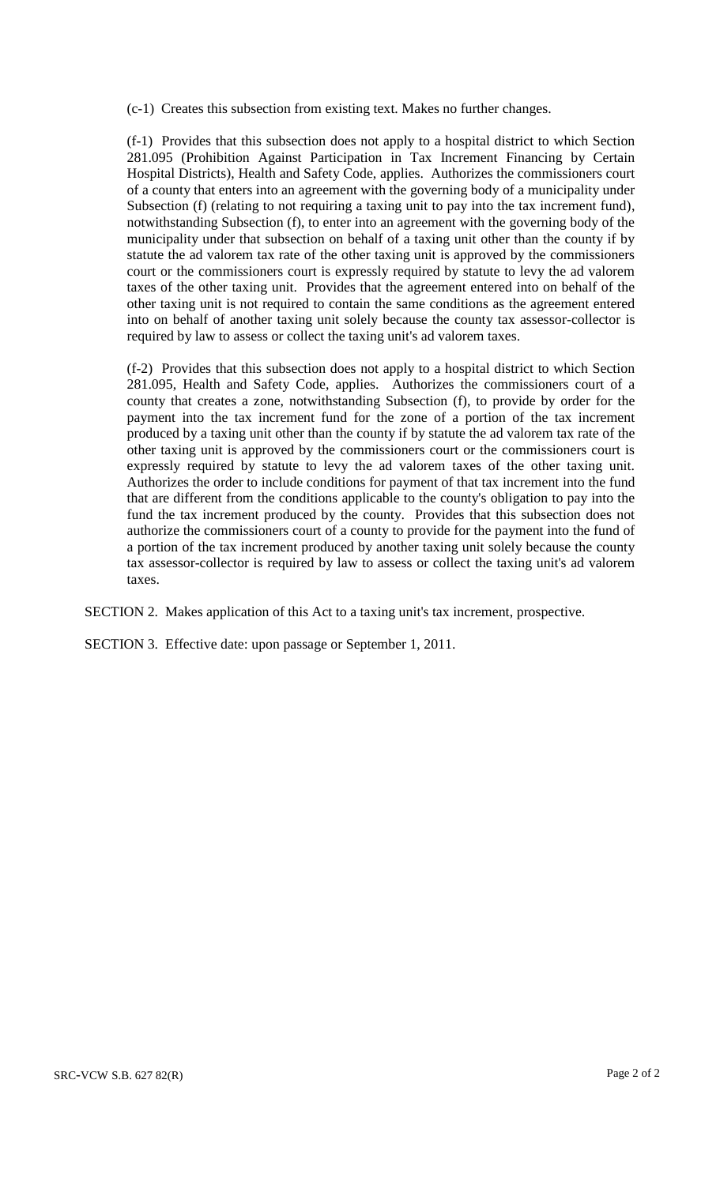(c-1) Creates this subsection from existing text. Makes no further changes.

(f-1) Provides that this subsection does not apply to a hospital district to which Section 281.095 (Prohibition Against Participation in Tax Increment Financing by Certain Hospital Districts), Health and Safety Code, applies. Authorizes the commissioners court of a county that enters into an agreement with the governing body of a municipality under Subsection (f) (relating to not requiring a taxing unit to pay into the tax increment fund), notwithstanding Subsection (f), to enter into an agreement with the governing body of the municipality under that subsection on behalf of a taxing unit other than the county if by statute the ad valorem tax rate of the other taxing unit is approved by the commissioners court or the commissioners court is expressly required by statute to levy the ad valorem taxes of the other taxing unit. Provides that the agreement entered into on behalf of the other taxing unit is not required to contain the same conditions as the agreement entered into on behalf of another taxing unit solely because the county tax assessor-collector is required by law to assess or collect the taxing unit's ad valorem taxes.

(f-2) Provides that this subsection does not apply to a hospital district to which Section 281.095, Health and Safety Code, applies. Authorizes the commissioners court of a county that creates a zone, notwithstanding Subsection (f), to provide by order for the payment into the tax increment fund for the zone of a portion of the tax increment produced by a taxing unit other than the county if by statute the ad valorem tax rate of the other taxing unit is approved by the commissioners court or the commissioners court is expressly required by statute to levy the ad valorem taxes of the other taxing unit. Authorizes the order to include conditions for payment of that tax increment into the fund that are different from the conditions applicable to the county's obligation to pay into the fund the tax increment produced by the county. Provides that this subsection does not authorize the commissioners court of a county to provide for the payment into the fund of a portion of the tax increment produced by another taxing unit solely because the county tax assessor-collector is required by law to assess or collect the taxing unit's ad valorem taxes.

SECTION 2. Makes application of this Act to a taxing unit's tax increment, prospective.

SECTION 3. Effective date: upon passage or September 1, 2011.